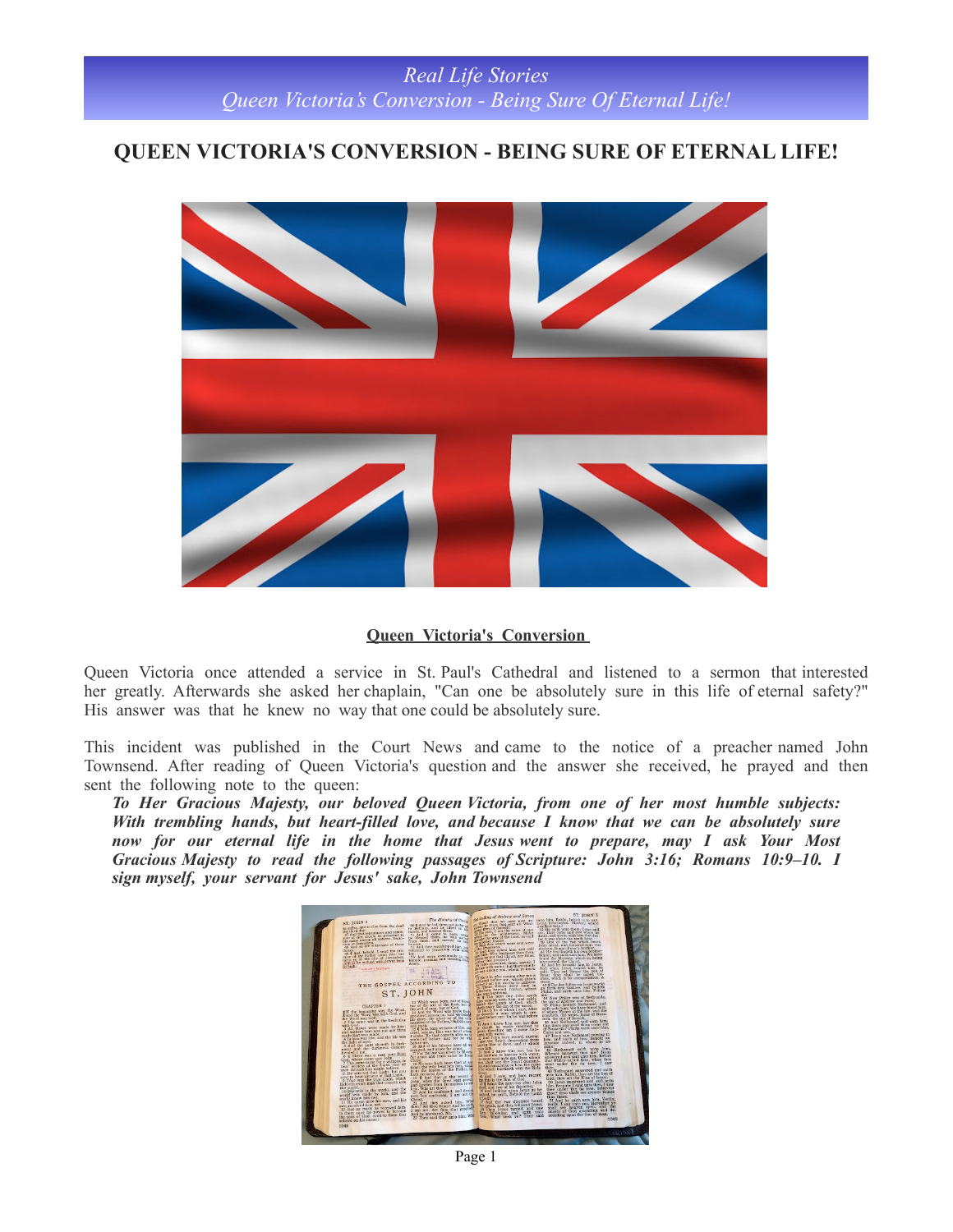# QUEEN VICTORIA'S CONVERSION - BEING SURE OF ETERNAL LIFE!

**Queen Victoria's Conversion**

Queen Victoria once attended a service in St. Paul's Cathedral and listened to a sermon that interested her greatly. Afterwards she asked her chaplain, "Can one be absolutely sure in this life of eternal safety?" His answer was that he knew no way that one could be absolutely sure.

This incident was published in the Court News and came to the notice of a preacher named John Townsend. After reading of Queen Victoria's question and the answer she received, he prayed and then sent the following note to the queen:

> ***To Her Gracious Majesty, our beloved Queen Victoria, from one of her most humble subjects: With trembling hands, but heart-filled love, and because I know that we can be absolutely sure now for our eternal life in the home that Jesus went to prepare, may I ask Your Most Gracious Majesty to read the following passages of Scripture: John 3:16; Romans 10:9–10. I sign myself, your servant for Jesus' sake, John Townsend***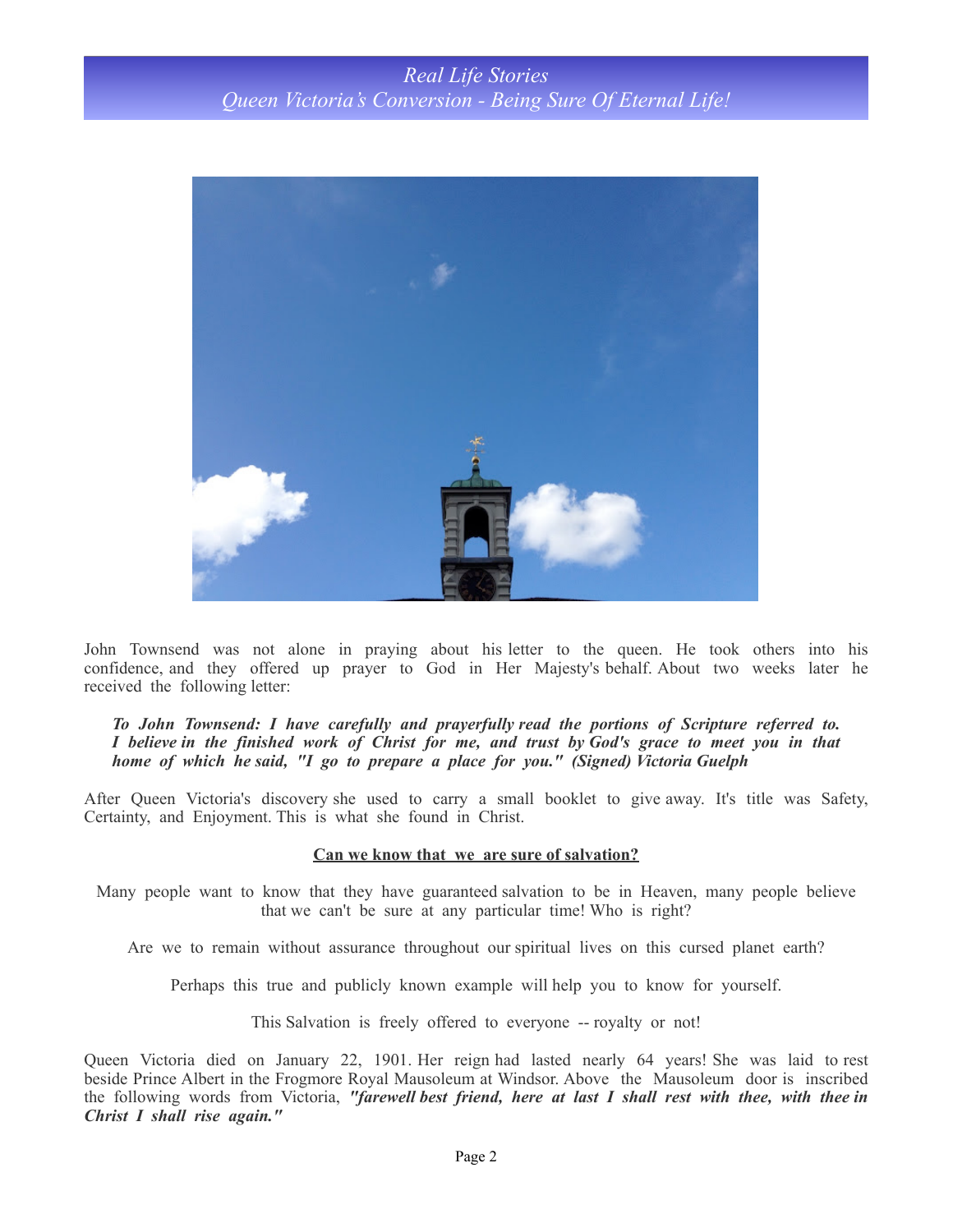John Townsend was not alone in praying about his letter to the queen. He took others into his confidence, and they offered up prayer to God in Her Majesty's behalf. About two weeks later he received the following letter:

> ***To John Townsend: I have carefully and prayerfully read the portions of Scripture referred to. I believe in the finished work of Christ for me, and trust by God's grace to meet you in that home of which he said, "I go to prepare a place for you." (Signed) Victoria Guelph***

After Queen Victoria's discovery she used to carry a small booklet to give away. It's title was Safety, Certainty, and Enjoyment. This is what she found in Christ.

**<u>Can we know that we are sure of salvation?</u>**

Many people want to know that they have guaranteed salvation to be in Heaven, many people believe that we can't be sure at any particular time! Who is right?

Are we to remain without assurance throughout our spiritual lives on this cursed planet earth?

Perhaps this true and publicly known example will help you to know for yourself.

This Salvation is freely offered to everyone -- royalty or not!

Queen Victoria died on January 22, 1901. Her reign had lasted nearly 64 years! She was laid to rest beside Prince Albert in the Frogmore Royal Mausoleum at Windsor. Above the Mausoleum door is inscribed the following words from Victoria, ***"farewell best friend, here at last I shall rest with thee, with thee in Christ I shall rise again."***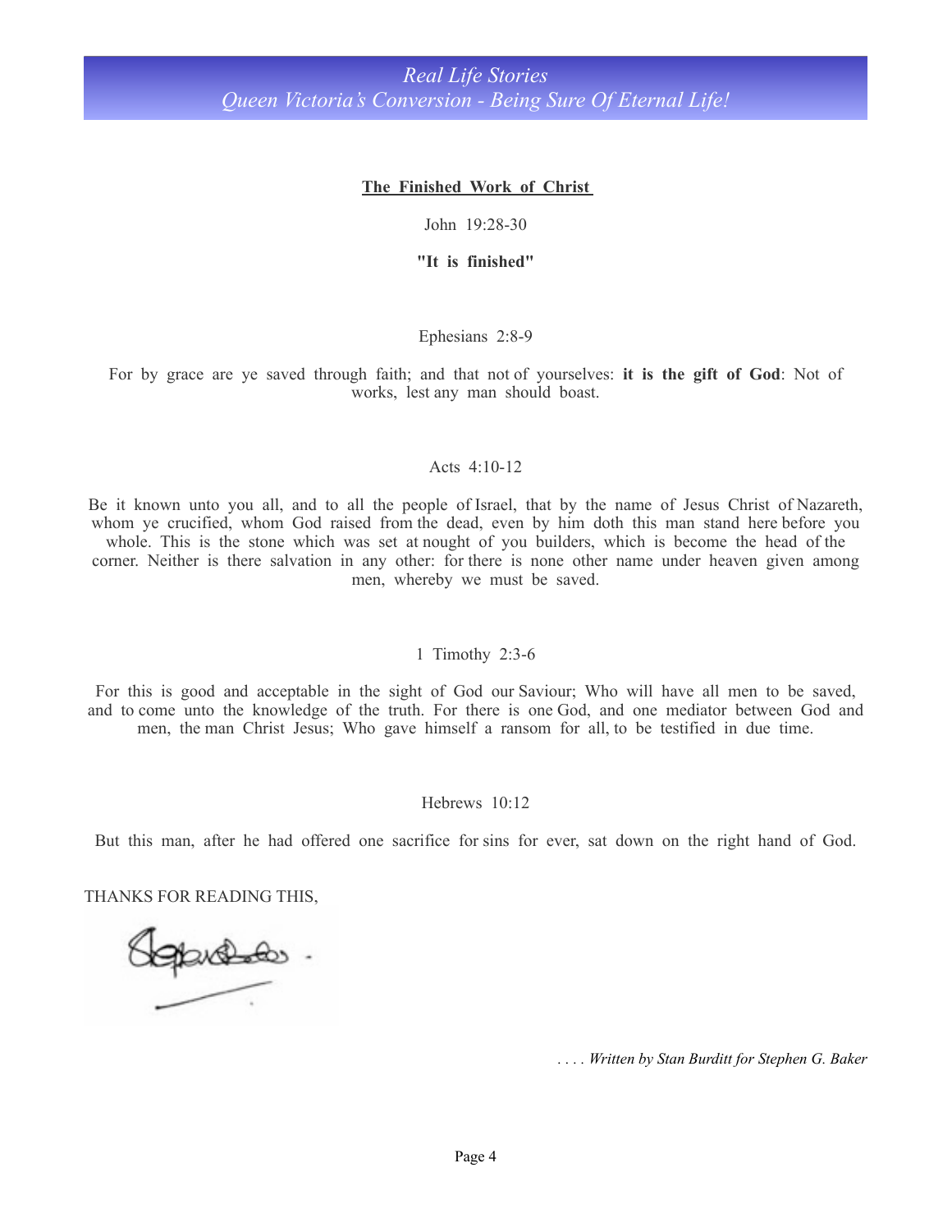**The Finished Work of Christ**

John 19:28-30

**"It is finished"**

Ephesians 2:8-9

For by grace are ye saved through faith; and that not of yourselves: **it is the gift of God**: Not of works, lest any man should boast.

Acts 4:10-12

Be it known unto you all, and to all the people of Israel, that by the name of Jesus Christ of Nazareth, whom ye crucified, whom God raised from the dead, even by him doth this man stand here before you whole. This is the stone which was set at nought of you builders, which is become the head of the corner. Neither is there salvation in any other: for there is none other name under heaven given among men, whereby we must be saved.

1 Timothy 2:3-6

For this is good and acceptable in the sight of God our Saviour; Who will have all men to be saved, and to come unto the knowledge of the truth. For there is one God, and one mediator between God and men, the man Christ Jesus; Who gave himself a ransom for all, to be testified in due time.

Hebrews 10:12

But this man, after he had offered one sacrifice for sins for ever, sat down on the right hand of God.

THANKS FOR READING THIS,

*. . . . Written by Stan Burditt for Stephen G. Baker*